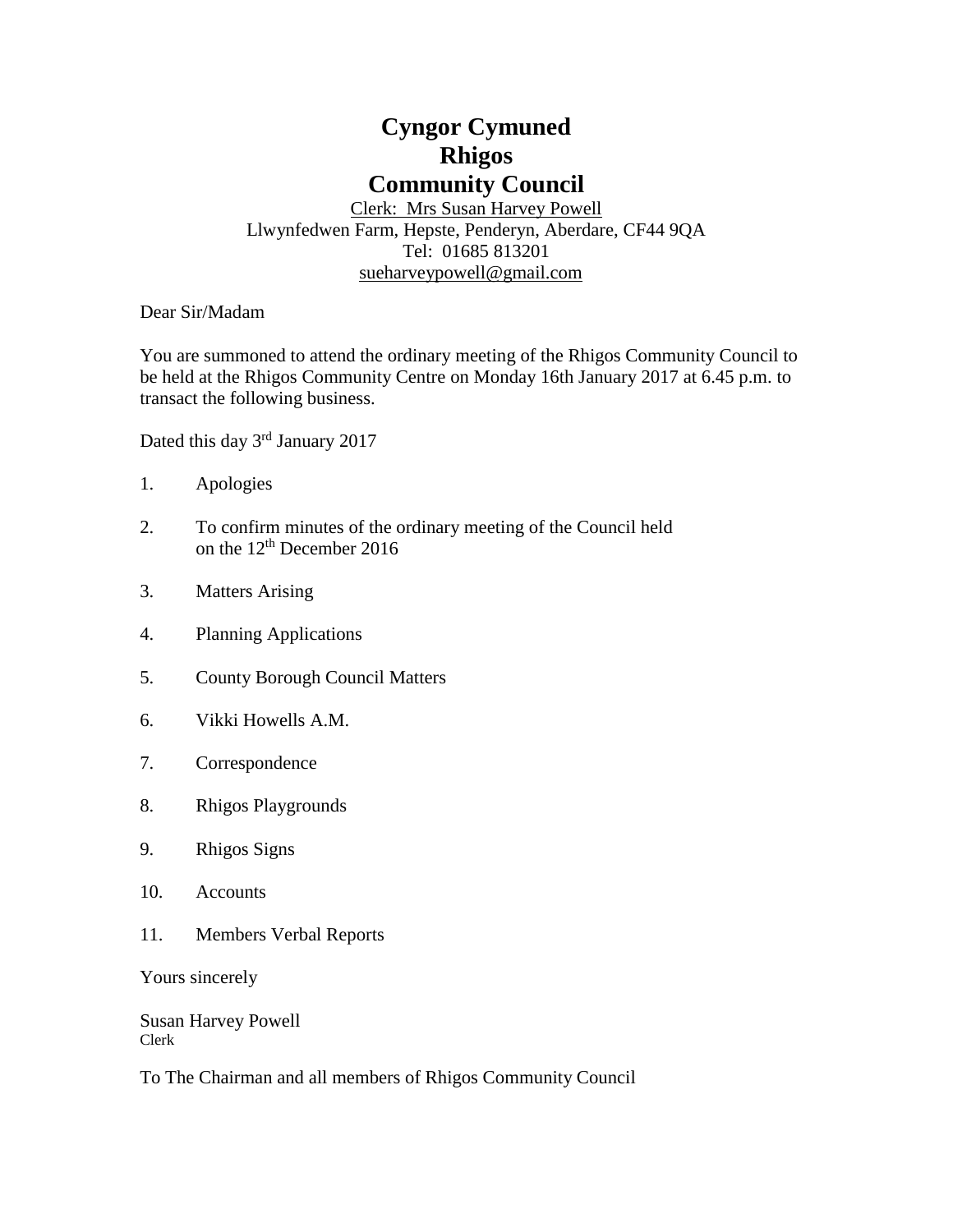# Cyngor Cymuned
# Rhigos
# Community Council

Clerk: Mrs Susan Harvey Powell
Llwynfedwen Farm, Hepste, Penderyn, Aberdare, CF44 9QA
Tel: 01685 813201
sueharveypowell@gmail.com

Dear Sir/Madam

You are summoned to attend the ordinary meeting of the Rhigos Community Council to be held at the Rhigos Community Centre on Monday 16th January 2017 at 6.45 p.m. to transact the following business.

Dated this day 3rd January 2017

1. Apologies
2. To confirm minutes of the ordinary meeting of the Council held on the 12th December 2016
3. Matters Arising
4. Planning Applications
5. County Borough Council Matters
6. Vikki Howells A.M.
7. Correspondence
8. Rhigos Playgrounds
9. Rhigos Signs
10. Accounts
11. Members Verbal Reports

Yours sincerely

Susan Harvey Powell
Clerk

To The Chairman and all members of Rhigos Community Council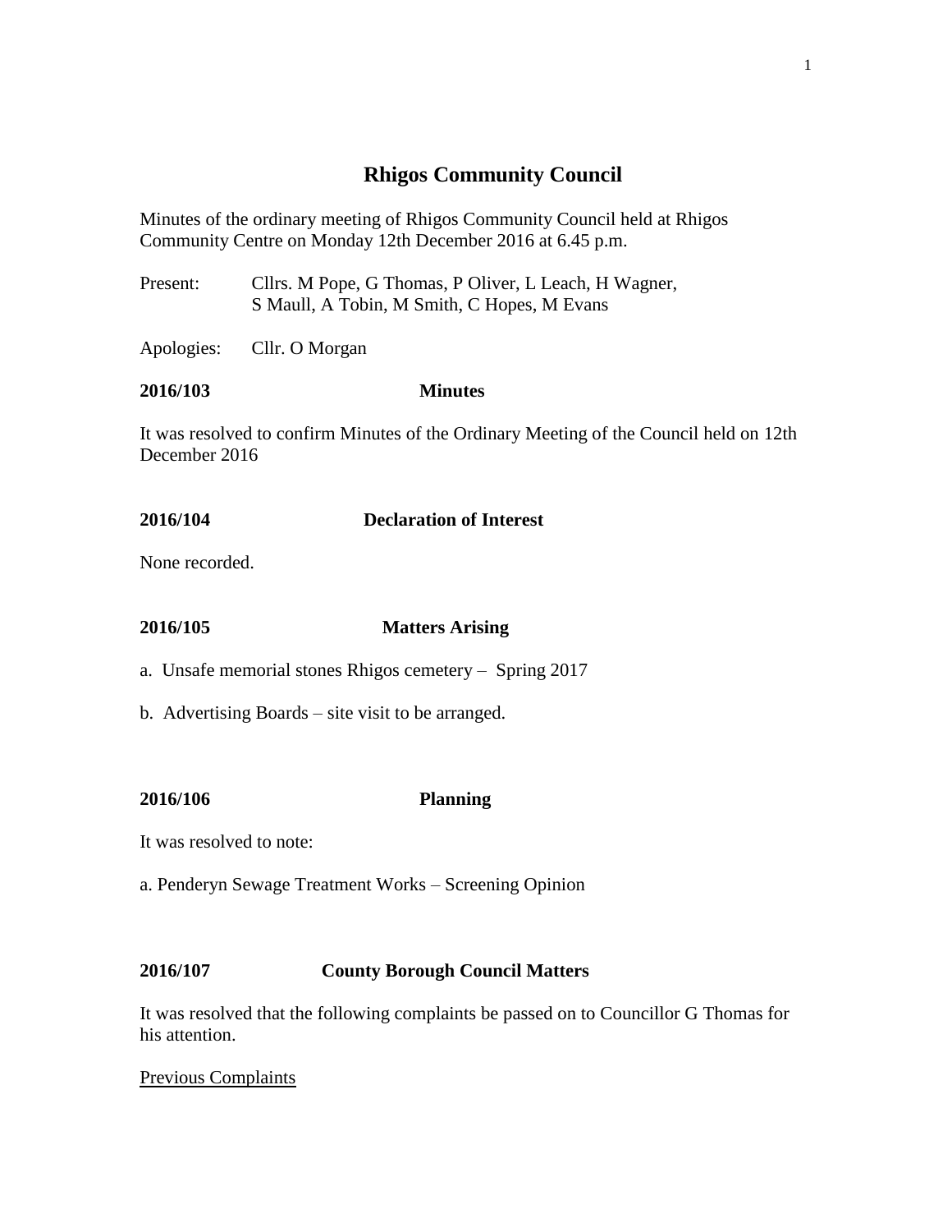# Rhigos Community Council

Minutes of the ordinary meeting of Rhigos Community Council held at Rhigos Community Centre on Monday 12th December 2016 at 6.45 p.m.

Present: Cllrs. M Pope, G Thomas, P Oliver, L Leach, H Wagner, S Maull, A Tobin, M Smith, C Hopes, M Evans

Apologies: Cllr. O Morgan

**2016/103 Minutes**

It was resolved to confirm Minutes of the Ordinary Meeting of the Council held on 12th December 2016

**2016/104 Declaration of Interest**

None recorded.

**2016/105 Matters Arising**

a. Unsafe memorial stones Rhigos cemetery – Spring 2017

b. Advertising Boards – site visit to be arranged.

**2016/106 Planning**

It was resolved to note:

a. Penderyn Sewage Treatment Works – Screening Opinion

**2016/107 County Borough Council Matters**

It was resolved that the following complaints be passed on to Councillor G Thomas for his attention.

Previous Complaints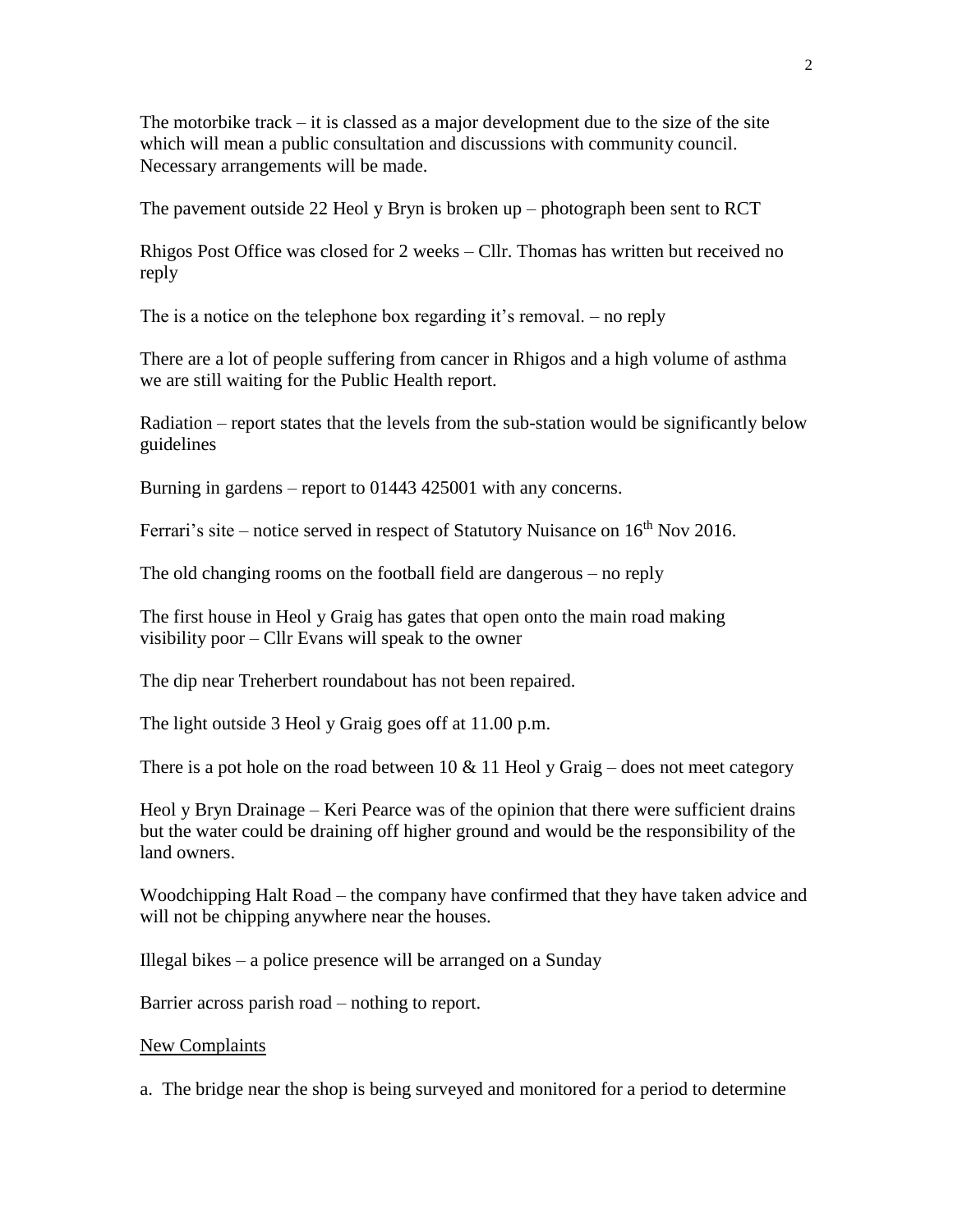The motorbike track – it is classed as a major development due to the size of the site which will mean a public consultation and discussions with community council. Necessary arrangements will be made.

The pavement outside 22 Heol y Bryn is broken up – photograph been sent to RCT

Rhigos Post Office was closed for 2 weeks – Cllr. Thomas has written but received no reply

The is a notice on the telephone box regarding it's removal. – no reply

There are a lot of people suffering from cancer in Rhigos and a high volume of asthma we are still waiting for the Public Health report.

Radiation – report states that the levels from the sub-station would be significantly below guidelines

Burning in gardens – report to 01443 425001 with any concerns.

Ferrari's site – notice served in respect of Statutory Nuisance on 16th Nov 2016.

The old changing rooms on the football field are dangerous – no reply

The first house in Heol y Graig has gates that open onto the main road making visibility poor – Cllr Evans will speak to the owner

The dip near Treherbert roundabout has not been repaired.

The light outside 3 Heol y Graig goes off at 11.00 p.m.

There is a pot hole on the road between 10 & 11 Heol y Graig – does not meet category

Heol y Bryn Drainage – Keri Pearce was of the opinion that there were sufficient drains but the water could be draining off higher ground and would be the responsibility of the land owners.

Woodchipping Halt Road – the company have confirmed that they have taken advice and will not be chipping anywhere near the houses.

Illegal bikes – a police presence will be arranged on a Sunday

Barrier across parish road – nothing to report.

<u>New Complaints</u>

a. The bridge near the shop is being surveyed and monitored for a period to determine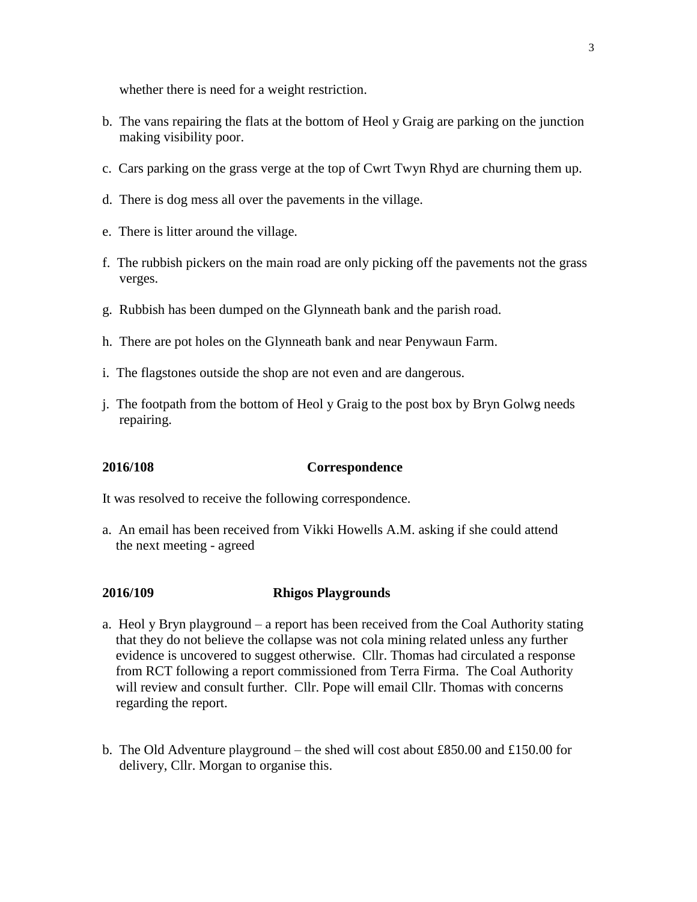whether there is need for a weight restriction.

b. The vans repairing the flats at the bottom of Heol y Graig are parking on the junction making visibility poor.

c. Cars parking on the grass verge at the top of Cwrt Twyn Rhyd are churning them up.

d. There is dog mess all over the pavements in the village.

e. There is litter around the village.

f. The rubbish pickers on the main road are only picking off the pavements not the grass verges.

g. Rubbish has been dumped on the Glynneath bank and the parish road.

h. There are pot holes on the Glynneath bank and near Penywaun Farm.

i. The flagstones outside the shop are not even and are dangerous.

j. The footpath from the bottom of Heol y Graig to the post box by Bryn Golwg needs repairing.

**2016/108 Correspondence**

It was resolved to receive the following correspondence.

a. An email has been received from Vikki Howells A.M. asking if she could attend the next meeting - agreed

**2016/109 Rhigos Playgrounds**

a. Heol y Bryn playground – a report has been received from the Coal Authority stating that they do not believe the collapse was not cola mining related unless any further evidence is uncovered to suggest otherwise. Cllr. Thomas had circulated a response from RCT following a report commissioned from Terra Firma. The Coal Authority will review and consult further. Cllr. Pope will email Cllr. Thomas with concerns regarding the report.

b. The Old Adventure playground – the shed will cost about £850.00 and £150.00 for delivery, Cllr. Morgan to organise this.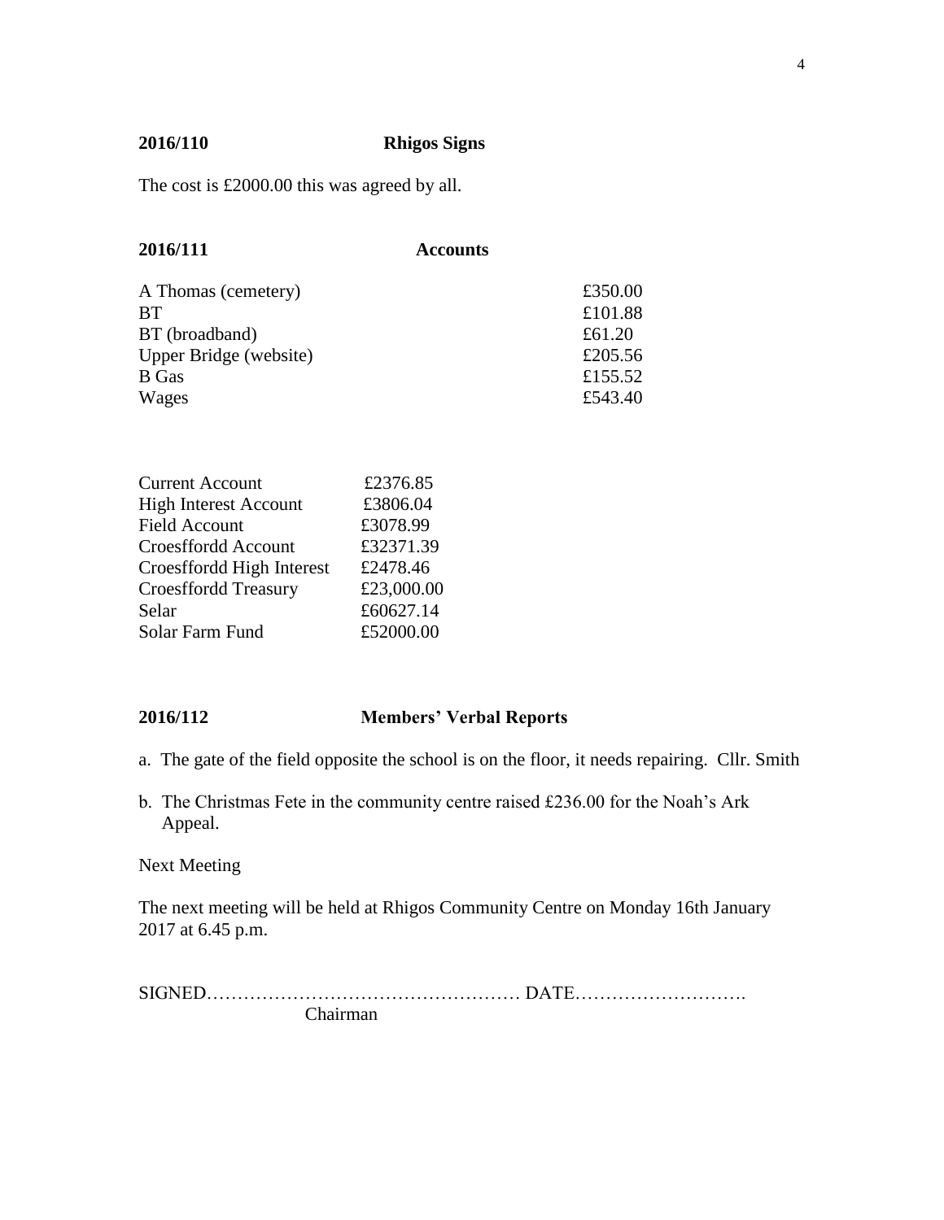**2016/110 Rhigos Signs**

The cost is £2000.00 this was agreed by all.

**2016/111 Accounts**

| | |
|---|---|
| A Thomas (cemetery) | £350.00 |
| BT | £101.88 |
| BT (broadband) | £61.20 |
| Upper Bridge (website) | £205.56 |
| B Gas | £155.52 |
| Wages | £543.40 |

| | |
|---|---|
| Current Account | £2376.85 |
| High Interest Account | £3806.04 |
| Field Account | £3078.99 |
| Croesffordd Account | £32371.39 |
| Croesffordd High Interest | £2478.46 |
| Croesffordd Treasury | £23,000.00 |
| Selar | £60627.14 |
| Solar Farm Fund | £52000.00 |

**2016/112 Members' Verbal Reports**

a. The gate of the field opposite the school is on the floor, it needs repairing. Cllr. Smith

b. The Christmas Fete in the community centre raised £236.00 for the Noah's Ark Appeal.

Next Meeting

The next meeting will be held at Rhigos Community Centre on Monday 16th January 2017 at 6.45 p.m.

SIGNED…………………………………………… DATE……………………….
Chairman